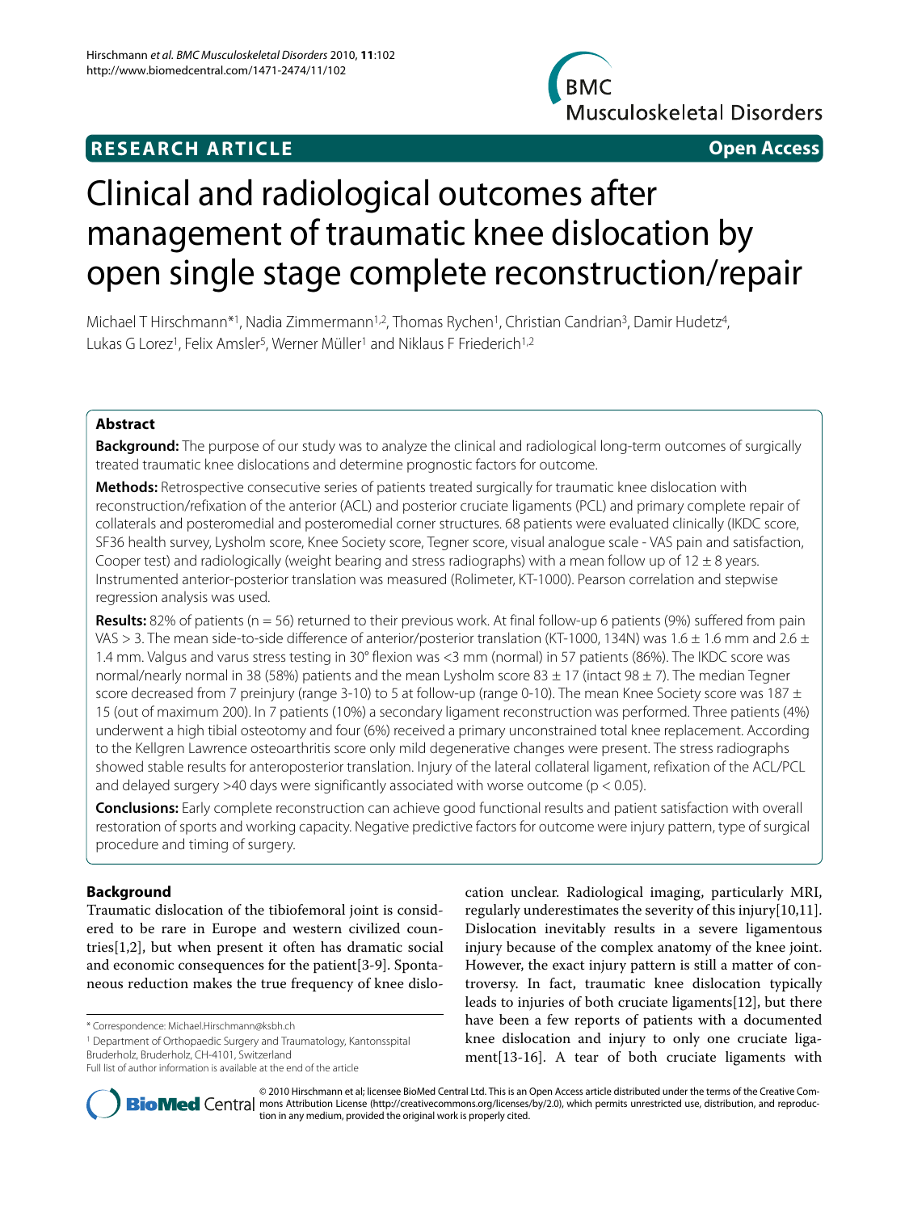**RESEARCH ARTICLE** **Open Access**

# Clinical and radiological outcomes after management of traumatic knee dislocation by open single stage complete reconstruction/repair

Michael T Hirschmann*[1], Nadia Zimmermann[1,2], Thomas Rychen[1], Christian Candrian[3], Damir Hudetz[4], Lukas G Lorez[1], Felix Amsler[5], Werner Müller[1] and Niklaus F Friederich[1,2]

## Abstract

**Background:** The purpose of our study was to analyze the clinical and radiological long-term outcomes of surgically treated traumatic knee dislocations and determine prognostic factors for outcome.

**Methods:** Retrospective consecutive series of patients treated surgically for traumatic knee dislocation with reconstruction/refixation of the anterior (ACL) and posterior cruciate ligaments (PCL) and primary complete repair of collaterals and posteromedial and posteromedial corner structures. 68 patients were evaluated clinically (IKDC score, SF36 health survey, Lysholm score, Knee Society score, Tegner score, visual analogue scale - VAS pain and satisfaction, Cooper test) and radiologically (weight bearing and stress radiographs) with a mean follow up of 12 ± 8 years. Instrumented anterior-posterior translation was measured (Rolimeter, KT-1000). Pearson correlation and stepwise regression analysis was used.

**Results:** 82% of patients (n = 56) returned to their previous work. At final follow-up 6 patients (9%) suffered from pain VAS > 3. The mean side-to-side difference of anterior/posterior translation (KT-1000, 134N) was 1.6 ± 1.6 mm and 2.6 ± 1.4 mm. Valgus and varus stress testing in 30° flexion was <3 mm (normal) in 57 patients (86%). The IKDC score was normal/nearly normal in 38 (58%) patients and the mean Lysholm score 83 ± 17 (intact 98 ± 7). The median Tegner score decreased from 7 preinjury (range 3-10) to 5 at follow-up (range 0-10). The mean Knee Society score was 187 ± 15 (out of maximum 200). In 7 patients (10%) a secondary ligament reconstruction was performed. Three patients (4%) underwent a high tibial osteotomy and four (6%) received a primary unconstrained total knee replacement. According to the Kellgren Lawrence osteoarthritis score only mild degenerative changes were present. The stress radiographs showed stable results for anteroposterior translation. Injury of the lateral collateral ligament, refixation of the ACL/PCL and delayed surgery >40 days were significantly associated with worse outcome ($p < 0.05$).

**Conclusions:** Early complete reconstruction can achieve good functional results and patient satisfaction with overall restoration of sports and working capacity. Negative predictive factors for outcome were injury pattern, type of surgical procedure and timing of surgery.

## Background

Traumatic dislocation of the tibiofemoral joint is considered to be rare in Europe and western civilized countries[1,2], but when present it often has dramatic social and economic consequences for the patient[3-9]. Spontaneous reduction makes the true frequency of knee dislocation unclear. Radiological imaging, particularly MRI, regularly underestimates the severity of this injury[10,11]. Dislocation inevitably results in a severe ligamentous injury because of the complex anatomy of the knee joint. However, the exact injury pattern is still a matter of controversy. In fact, traumatic knee dislocation typically leads to injuries of both cruciate ligaments[12], but there have been a few reports of patients with a documented knee dislocation and injury to only one cruciate ligament[13-16]. A tear of both cruciate ligaments with

\* Correspondence: Michael.Hirschmann@ksbh.ch

[1] Department of Orthopaedic Surgery and Traumatology, Kantonsspital Bruderholz, Bruderholz, CH-4101, Switzerland

Full list of author information is available at the end of the article

© 2010 Hirschmann et al; licensee BioMed Central Ltd. This is an Open Access article distributed under the terms of the Creative Commons Attribution License (http://creativecommons.org/licenses/by/2.0), which permits unrestricted use, distribution, and reproduction in any medium, provided the original work is properly cited.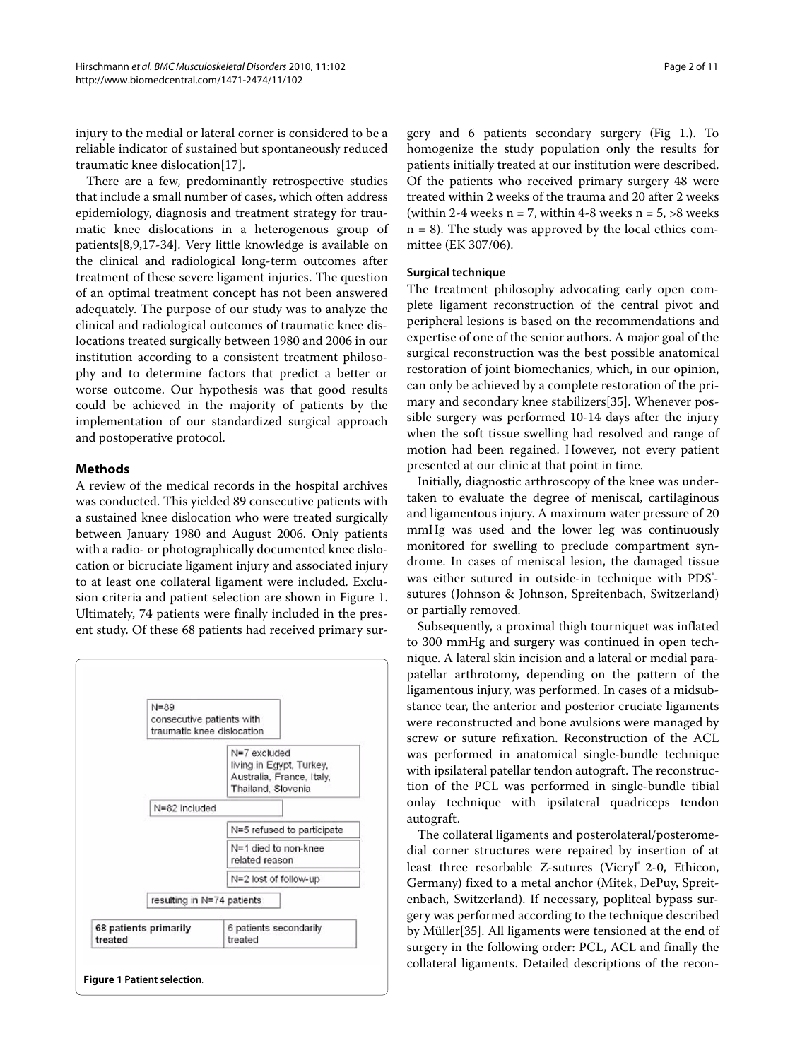injury to the medial or lateral corner is considered to be a reliable indicator of sustained but spontaneously reduced traumatic knee dislocation[17].

There are a few, predominantly retrospective studies that include a small number of cases, which often address epidemiology, diagnosis and treatment strategy for traumatic knee dislocations in a heterogenous group of patients[8,9,17-34]. Very little knowledge is available on the clinical and radiological long-term outcomes after treatment of these severe ligament injuries. The question of an optimal treatment concept has not been answered adequately. The purpose of our study was to analyze the clinical and radiological outcomes of traumatic knee dislocations treated surgically between 1980 and 2006 in our institution according to a consistent treatment philosophy and to determine factors that predict a better or worse outcome. Our hypothesis was that good results could be achieved in the majority of patients by the implementation of our standardized surgical approach and postoperative protocol.

## Methods

A review of the medical records in the hospital archives was conducted. This yielded 89 consecutive patients with a sustained knee dislocation who were treated surgically between January 1980 and August 2006. Only patients with a radio- or photographically documented knee dislocation or bicruciate ligament injury and associated injury to at least one collateral ligament were included. Exclusion criteria and patient selection are shown in Figure 1. Ultimately, 74 patients were finally included in the present study. Of these 68 patients had received primary surgery and 6 patients secondary surgery (Fig 1.). To homogenize the study population only the results for patients initially treated at our institution were described. Of the patients who received primary surgery 48 were treated within 2 weeks of the trauma and 20 after 2 weeks (within 2-4 weeks n = 7, within 4-8 weeks n = 5, >8 weeks n = 8). The study was approved by the local ethics committee (EK 307/06).

N=89
consecutive patients with traumatic knee dislocation

N=7 excluded
living in Egypt, Turkey, Australia, France, Italy, Thailand, Slovenia

N=82 included

N=5 refused to participate

N=1 died to non-knee related reason

N=2 lost of follow-up

resulting in N=74 patients

68 patients primarily treated | 6 patients secondarily treated

**Figure 1 Patient selection**.

### Surgical technique

The treatment philosophy advocating early open complete ligament reconstruction of the central pivot and peripheral lesions is based on the recommendations and expertise of one of the senior authors. A major goal of the surgical reconstruction was the best possible anatomical restoration of joint biomechanics, which, in our opinion, can only be achieved by a complete restoration of the primary and secondary knee stabilizers[35]. Whenever possible surgery was performed 10-14 days after the injury when the soft tissue swelling had resolved and range of motion had been regained. However, not every patient presented at our clinic at that point in time.

Initially, diagnostic arthroscopy of the knee was undertaken to evaluate the degree of meniscal, cartilaginous and ligamentous injury. A maximum water pressure of 20 mmHg was used and the lower leg was continuously monitored for swelling to preclude compartment syndrome. In cases of meniscal lesion, the damaged tissue was either sutured in outside-in technique with PDS®-sutures (Johnson & Johnson, Spreitenbach, Switzerland) or partially removed.

Subsequently, a proximal thigh tourniquet was inflated to 300 mmHg and surgery was continued in open technique. A lateral skin incision and a lateral or medial parapatellar arthrotomy, depending on the pattern of the ligamentous injury, was performed. In cases of a midsubstance tear, the anterior and posterior cruciate ligaments were reconstructed and bone avulsions were managed by screw or suture refixation. Reconstruction of the ACL was performed in anatomical single-bundle technique with ipsilateral patellar tendon autograft. The reconstruction of the PCL was performed in single-bundle tibial onlay technique with ipsilateral quadriceps tendon autograft.

The collateral ligaments and posterolateral/posteromedial corner structures were repaired by insertion of at least three resorbable Z-sutures (Vicryl® 2-0, Ethicon, Germany) fixed to a metal anchor (Mitek, DePuy, Spreitenbach, Switzerland). If necessary, popliteal bypass surgery was performed according to the technique described by Müller[35]. All ligaments were tensioned at the end of surgery in the following order: PCL, ACL and finally the collateral ligaments. Detailed descriptions of the recon-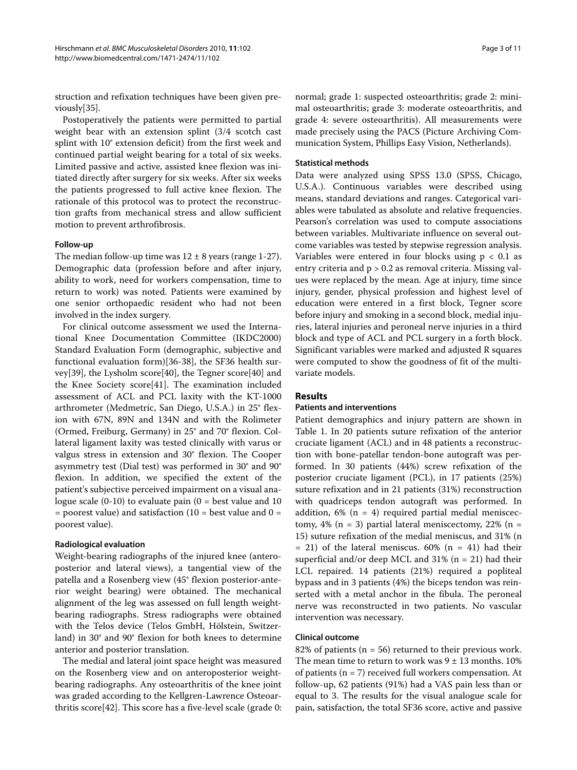struction and refixation techniques have been given previously[35].

Postoperatively the patients were permitted to partial weight bear with an extension splint (3/4 scotch cast splint with 10° extension deficit) from the first week and continued partial weight bearing for a total of six weeks. Limited passive and active, assisted knee flexion was initiated directly after surgery for six weeks. After six weeks the patients progressed to full active knee flexion. The rationale of this protocol was to protect the reconstruction grafts from mechanical stress and allow sufficient motion to prevent arthrofibrosis.

### Follow-up

The median follow-up time was 12 ± 8 years (range 1-27). Demographic data (profession before and after injury, ability to work, need for workers compensation, time to return to work) was noted. Patients were examined by one senior orthopaedic resident who had not been involved in the index surgery.

For clinical outcome assessment we used the International Knee Documentation Committee (IKDC2000) Standard Evaluation Form (demographic, subjective and functional evaluation form)[36-38], the SF36 health survey[39], the Lysholm score[40], the Tegner score[40] and the Knee Society score[41]. The examination included assessment of ACL and PCL laxity with the KT-1000 arthrometer (Medmetric, San Diego, U.S.A.) in 25° flexion with 67N, 89N and 134N and with the Rolimeter (Ormed, Freiburg, Germany) in 25° and 70° flexion. Collateral ligament laxity was tested clinically with varus or valgus stress in extension and 30° flexion. The Cooper asymmetry test (Dial test) was performed in 30° and 90° flexion. In addition, we specified the extent of the patient's subjective perceived impairment on a visual analogue scale (0-10) to evaluate pain (0 = best value and 10 = poorest value) and satisfaction (10 = best value and 0 = poorest value).

### Radiological evaluation

Weight-bearing radiographs of the injured knee (anteroposterior and lateral views), a tangential view of the patella and a Rosenberg view (45° flexion posterior-anterior weight bearing) were obtained. The mechanical alignment of the leg was assessed on full length weight-bearing radiographs. Stress radiographs were obtained with the Telos device (Telos GmbH, Hölstein, Switzerland) in 30° and 90° flexion for both knees to determine anterior and posterior translation.

The medial and lateral joint space height was measured on the Rosenberg view and on anteroposterior weight-bearing radiographs. Any osteoarthritis of the knee joint was graded according to the Kellgren-Lawrence Osteoarthritis score[42]. This score has a five-level scale (grade 0: normal; grade 1: suspected osteoarthritis; grade 2: minimal osteoarthritis; grade 3: moderate osteoarthritis, and grade 4: severe osteoarthritis). All measurements were made precisely using the PACS (Picture Archiving Communication System, Phillips Easy Vision, Netherlands).

### Statistical methods

Data were analyzed using SPSS 13.0 (SPSS, Chicago, U.S.A.). Continuous variables were described using means, standard deviations and ranges. Categorical variables were tabulated as absolute and relative frequencies. Pearson's correlation was used to compute associations between variables. Multivariate influence on several outcome variables was tested by stepwise regression analysis. Variables were entered in four blocks using $p < 0.1$ as entry criteria and $p > 0.2$ as removal criteria. Missing values were replaced by the mean. Age at injury, time since injury, gender, physical profession and highest level of education were entered in a first block, Tegner score before injury and smoking in a second block, medial injuries, lateral injuries and peroneal nerve injuries in a third block and type of ACL and PCL surgery in a forth block. Significant variables were marked and adjusted R squares were computed to show the goodness of fit of the multivariate models.

## Results

### Patients and interventions

Patient demographics and injury pattern are shown in Table 1. In 20 patients suture refixation of the anterior cruciate ligament (ACL) and in 48 patients a reconstruction with bone-patellar tendon-bone autograft was performed. In 30 patients (44%) screw refixation of the posterior cruciate ligament (PCL), in 17 patients (25%) suture refixation and in 21 patients (31%) reconstruction with quadriceps tendon autograft was performed. In addition, 6% (n = 4) required partial medial meniscectomy, 4% (n = 3) partial lateral meniscectomy, 22% (n = 15) suture refixation of the medial meniscus, and 31% (n = 21) of the lateral meniscus. 60% (n = 41) had their superficial and/or deep MCL and 31% (n = 21) had their LCL repaired. 14 patients (21%) required a popliteal bypass and in 3 patients (4%) the biceps tendon was reinserted with a metal anchor in the fibula. The peroneal nerve was reconstructed in two patients. No vascular intervention was necessary.

### Clinical outcome

82% of patients (n = 56) returned to their previous work. The mean time to return to work was 9 ± 13 months. 10% of patients (n = 7) received full workers compensation. At follow-up, 62 patients (91%) had a VAS pain less than or equal to 3. The results for the visual analogue scale for pain, satisfaction, the total SF36 score, active and passive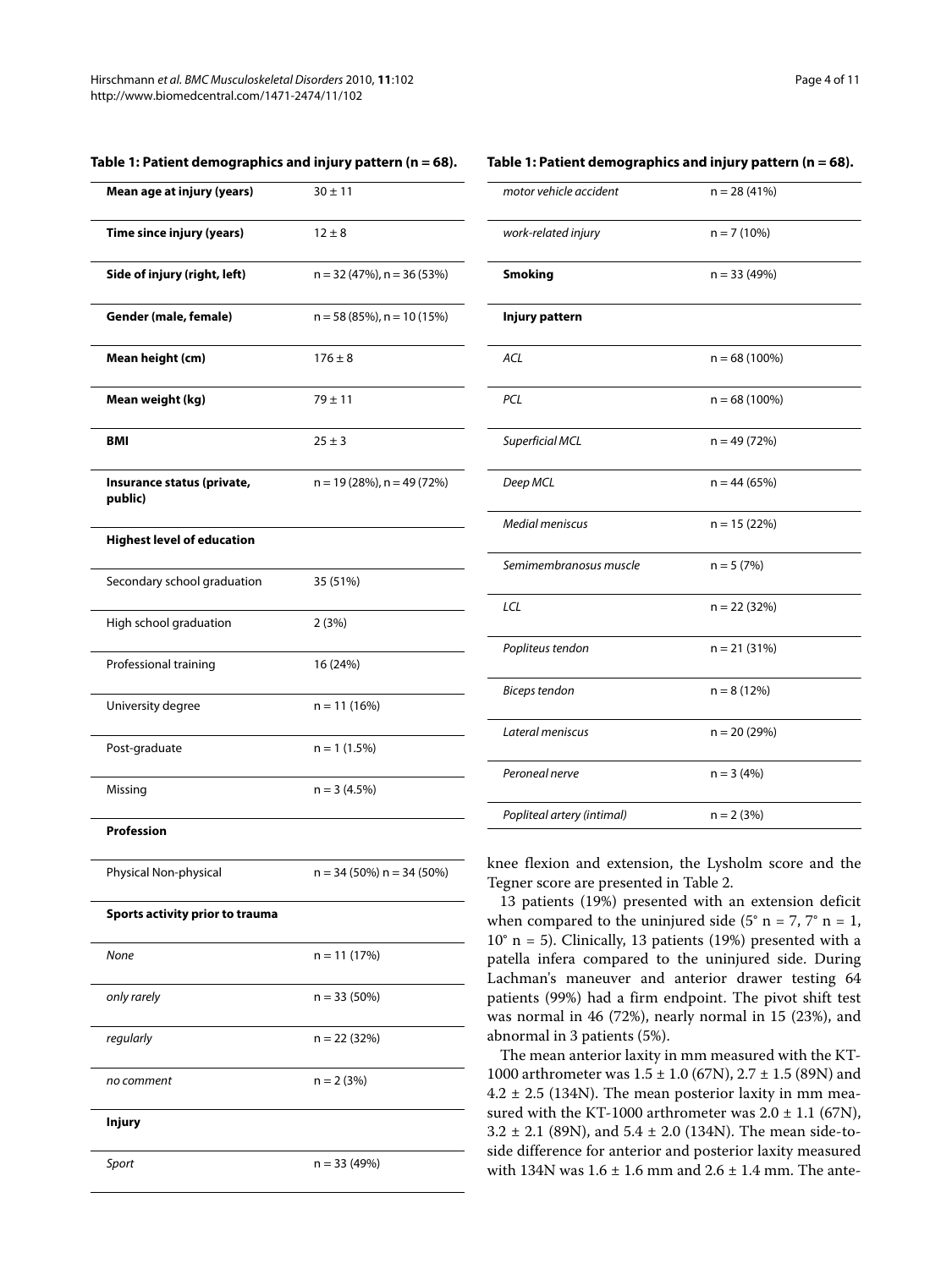**Table 1: Patient demographics and injury pattern (n = 68).**

| | |
|---|---|
| **Mean age at injury (years)** | 30 ± 11 |
| **Time since injury (years)** | 12 ± 8 |
| **Side of injury (right, left)** | n = 32 (47%), n = 36 (53%) |
| **Gender (male, female)** | n = 58 (85%), n = 10 (15%) |
| **Mean height (cm)** | 176 ± 8 |
| **Mean weight (kg)** | 79 ± 11 |
| **BMI** | 25 ± 3 |
| **Insurance status (private, public)** | n = 19 (28%), n = 49 (72%) |
| **Highest level of education** | |
| Secondary school graduation | 35 (51%) |
| High school graduation | 2 (3%) |
| Professional training | 16 (24%) |
| University degree | n = 11 (16%) |
| Post-graduate | n = 1 (1.5%) |
| Missing | n = 3 (4.5%) |
| **Profession** | |
| Physical Non-physical | n = 34 (50%) n = 34 (50%) |
| **Sports activity prior to trauma** | |
| *None* | n = 11 (17%) |
| *only rarely* | n = 33 (50%) |
| *regularly* | n = 22 (32%) |
| *no comment* | n = 2 (3%) |
| **Injury** | |
| *Sport* | n = 33 (49%) |
| *motor vehicle accident* | n = 28 (41%) |
| *work-related injury* | n = 7 (10%) |
| **Smoking** | n = 33 (49%) |
| **Injury pattern** | |
| *ACL* | n = 68 (100%) |
| *PCL* | n = 68 (100%) |
| *Superficial MCL* | n = 49 (72%) |
| *Deep MCL* | n = 44 (65%) |
| *Medial meniscus* | n = 15 (22%) |
| *Semimembranosus muscle* | n = 5 (7%) |
| *LCL* | n = 22 (32%) |
| *Popliteus tendon* | n = 21 (31%) |
| *Biceps tendon* | n = 8 (12%) |
| *Lateral meniscus* | n = 20 (29%) |
| *Peroneal nerve* | n = 3 (4%) |
| *Popliteal artery (intimal)* | n = 2 (3%) |

knee flexion and extension, the Lysholm score and the Tegner score are presented in Table 2.

13 patients (19%) presented with an extension deficit when compared to the uninjured side (5° n = 7, 7° n = 1, 10° n = 5). Clinically, 13 patients (19%) presented with a patella infera compared to the uninjured side. During Lachman's maneuver and anterior drawer testing 64 patients (99%) had a firm endpoint. The pivot shift test was normal in 46 (72%), nearly normal in 15 (23%), and abnormal in 3 patients (5%).

The mean anterior laxity in mm measured with the KT-1000 arthrometer was 1.5 ± 1.0 (67N), 2.7 ± 1.5 (89N) and 4.2 ± 2.5 (134N). The mean posterior laxity in mm measured with the KT-1000 arthrometer was 2.0 ± 1.1 (67N), 3.2 ± 2.1 (89N), and 5.4 ± 2.0 (134N). The mean side-to-side difference for anterior and posterior laxity measured with 134N was 1.6 ± 1.6 mm and 2.6 ± 1.4 mm. The ante-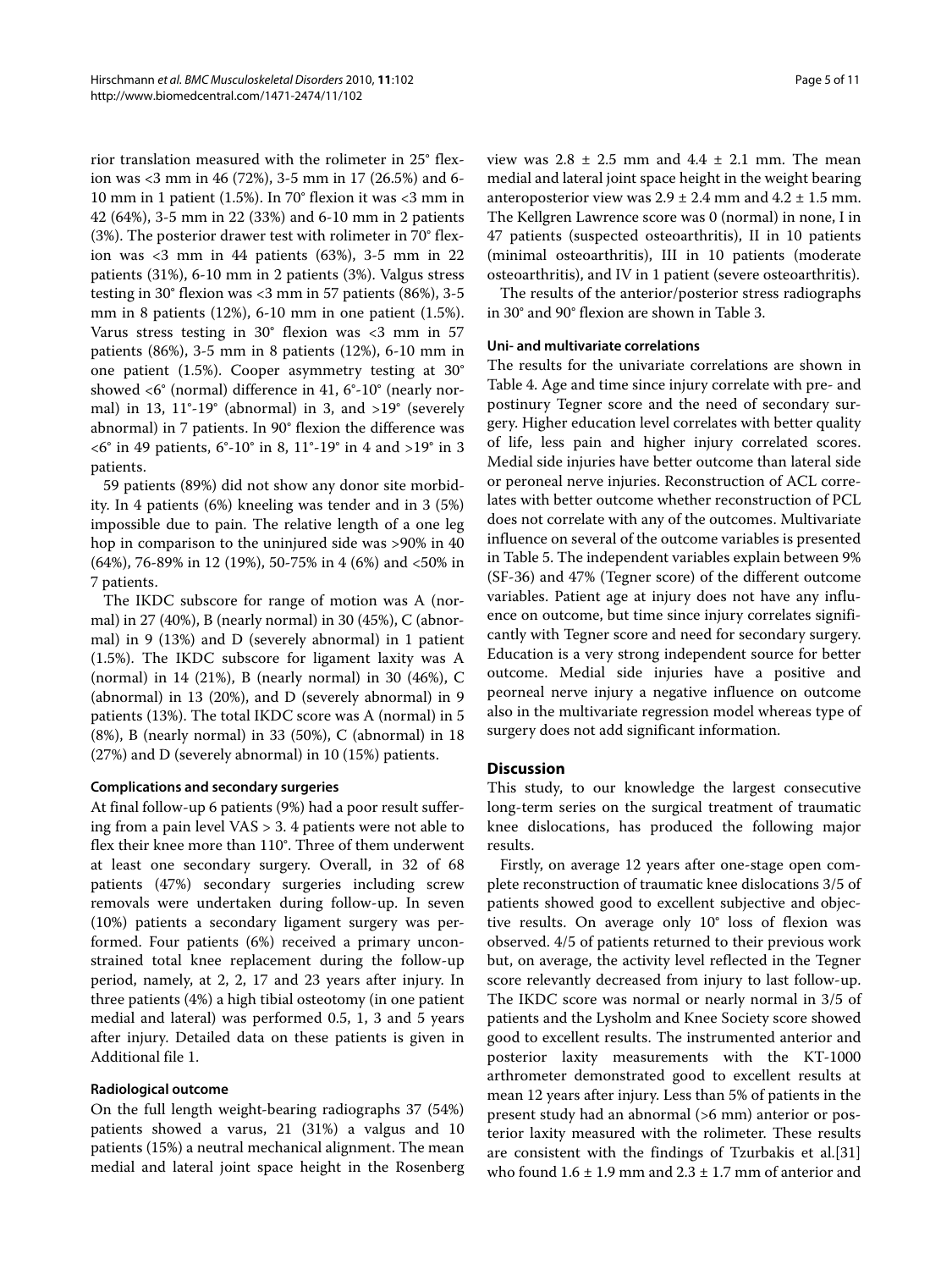rior translation measured with the rolimeter in 25° flexion was <3 mm in 46 (72%), 3-5 mm in 17 (26.5%) and 6-10 mm in 1 patient (1.5%). In 70° flexion it was <3 mm in 42 (64%), 3-5 mm in 22 (33%) and 6-10 mm in 2 patients (3%). The posterior drawer test with rolimeter in 70° flexion was <3 mm in 44 patients (63%), 3-5 mm in 22 patients (31%), 6-10 mm in 2 patients (3%). Valgus stress testing in 30° flexion was <3 mm in 57 patients (86%), 3-5 mm in 8 patients (12%), 6-10 mm in one patient (1.5%). Varus stress testing in 30° flexion was <3 mm in 57 patients (86%), 3-5 mm in 8 patients (12%), 6-10 mm in one patient (1.5%). Cooper asymmetry testing at 30° showed <6° (normal) difference in 41, 6°-10° (nearly normal) in 13, 11°-19° (abnormal) in 3, and >19° (severely abnormal) in 7 patients. In 90° flexion the difference was <6° in 49 patients, 6°-10° in 8, 11°-19° in 4 and >19° in 3 patients.

59 patients (89%) did not show any donor site morbidity. In 4 patients (6%) kneeling was tender and in 3 (5%) impossible due to pain. The relative length of a one leg hop in comparison to the uninjured side was >90% in 40 (64%), 76-89% in 12 (19%), 50-75% in 4 (6%) and <50% in 7 patients.

The IKDC subscore for range of motion was A (normal) in 27 (40%), B (nearly normal) in 30 (45%), C (abnormal) in 9 (13%) and D (severely abnormal) in 1 patient (1.5%). The IKDC subscore for ligament laxity was A (normal) in 14 (21%), B (nearly normal) in 30 (46%), C (abnormal) in 13 (20%), and D (severely abnormal) in 9 patients (13%). The total IKDC score was A (normal) in 5 (8%), B (nearly normal) in 33 (50%), C (abnormal) in 18 (27%) and D (severely abnormal) in 10 (15%) patients.

### Complications and secondary surgeries

At final follow-up 6 patients (9%) had a poor result suffering from a pain level VAS > 3. 4 patients were not able to flex their knee more than 110°. Three of them underwent at least one secondary surgery. Overall, in 32 of 68 patients (47%) secondary surgeries including screw removals were undertaken during follow-up. In seven (10%) patients a secondary ligament surgery was performed. Four patients (6%) received a primary unconstrained total knee replacement during the follow-up period, namely, at 2, 2, 17 and 23 years after injury. In three patients (4%) a high tibial osteotomy (in one patient medial and lateral) was performed 0.5, 1, 3 and 5 years after injury. Detailed data on these patients is given in Additional file 1.

### Radiological outcome

On the full length weight-bearing radiographs 37 (54%) patients showed a varus, 21 (31%) a valgus and 10 patients (15%) a neutral mechanical alignment. The mean medial and lateral joint space height in the Rosenberg view was 2.8 ± 2.5 mm and 4.4 ± 2.1 mm. The mean medial and lateral joint space height in the weight bearing anteroposterior view was 2.9 ± 2.4 mm and 4.2 ± 1.5 mm. The Kellgren Lawrence score was 0 (normal) in none, I in 47 patients (suspected osteoarthritis), II in 10 patients (minimal osteoarthritis), III in 10 patients (moderate osteoarthritis), and IV in 1 patient (severe osteoarthritis).

The results of the anterior/posterior stress radiographs in 30° and 90° flexion are shown in Table 3.

### Uni- and multivariate correlations

The results for the univariate correlations are shown in Table 4. Age and time since injury correlate with pre- and postinury Tegner score and the need of secondary surgery. Higher education level correlates with better quality of life, less pain and higher injury correlated scores. Medial side injuries have better outcome than lateral side or peroneal nerve injuries. Reconstruction of ACL correlates with better outcome whether reconstruction of PCL does not correlate with any of the outcomes. Multivariate influence on several of the outcome variables is presented in Table 5. The independent variables explain between 9% (SF-36) and 47% (Tegner score) of the different outcome variables. Patient age at injury does not have any influence on outcome, but time since injury correlates significantly with Tegner score and need for secondary surgery. Education is a very strong independent source for better outcome. Medial side injuries have a positive and peorneal nerve injury a negative influence on outcome also in the multivariate regression model whereas type of surgery does not add significant information.

## Discussion

This study, to our knowledge the largest consecutive long-term series on the surgical treatment of traumatic knee dislocations, has produced the following major results.

Firstly, on average 12 years after one-stage open complete reconstruction of traumatic knee dislocations 3/5 of patients showed good to excellent subjective and objective results. On average only 10° loss of flexion was observed. 4/5 of patients returned to their previous work but, on average, the activity level reflected in the Tegner score relevantly decreased from injury to last follow-up. The IKDC score was normal or nearly normal in 3/5 of patients and the Lysholm and Knee Society score showed good to excellent results. The instrumented anterior and posterior laxity measurements with the KT-1000 arthrometer demonstrated good to excellent results at mean 12 years after injury. Less than 5% of patients in the present study had an abnormal (>6 mm) anterior or posterior laxity measured with the rolimeter. These results are consistent with the findings of Tzurbakis et al.[31] who found 1.6 ± 1.9 mm and 2.3 ± 1.7 mm of anterior and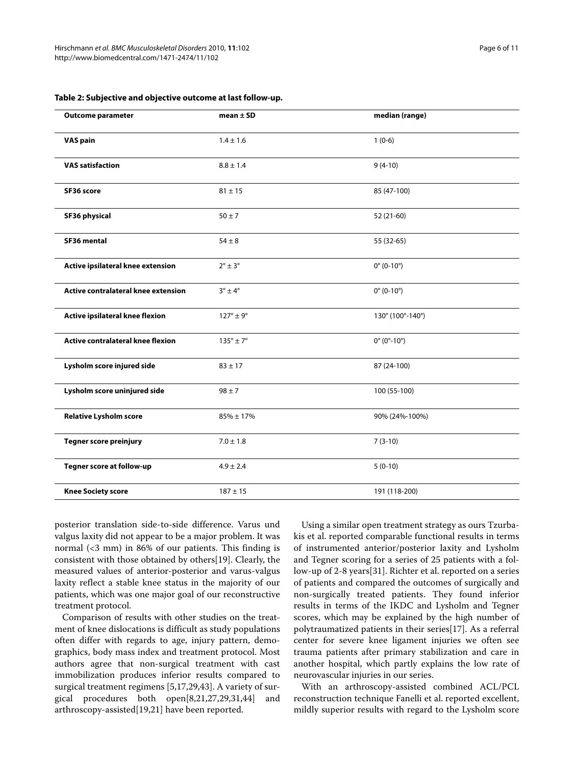**Table 2: Subjective and objective outcome at last follow-up.**

| Outcome parameter | mean ± SD | median (range) |
|---|---|---|
| **VAS pain** | 1.4 ± 1.6 | 1 (0-6) |
| **VAS satisfaction** | 8.8 ± 1.4 | 9 (4-10) |
| **SF36 score** | 81 ± 15 | 85 (47-100) |
| **SF36 physical** | 50 ± 7 | 52 (21-60) |
| **SF36 mental** | 54 ± 8 | 55 (32-65) |
| **Active ipsilateral knee extension** | 2° ± 3° | 0° (0-10°) |
| **Active contralateral knee extension** | 3° ± 4° | 0° (0-10°) |
| **Active ipsilateral knee flexion** | 127° ± 9° | 130° (100°-140°) |
| **Active contralateral knee flexion** | 135° ± 7° | 0° (0°-10°) |
| **Lysholm score injured side** | 83 ± 17 | 87 (24-100) |
| **Lysholm score uninjured side** | 98 ± 7 | 100 (55-100) |
| **Relative Lysholm score** | 85% ± 17% | 90% (24%-100%) |
| **Tegner score preinjury** | 7.0 ± 1.8 | 7 (3-10) |
| **Tegner score at follow-up** | 4.9 ± 2.4 | 5 (0-10) |
| **Knee Society score** | 187 ± 15 | 191 (118-200) |

posterior translation side-to-side difference. Varus und valgus laxity did not appear to be a major problem. It was normal (<3 mm) in 86% of our patients. This finding is consistent with those obtained by others[19]. Clearly, the measured values of anterior-posterior and varus-valgus laxity reflect a stable knee status in the majority of our patients, which was one major goal of our reconstructive treatment protocol.

Comparison of results with other studies on the treatment of knee dislocations is difficult as study populations often differ with regards to age, injury pattern, demographics, body mass index and treatment protocol. Most authors agree that non-surgical treatment with cast immobilization produces inferior results compared to surgical treatment regimens [5,17,29,43]. A variety of surgical procedures both open[8,21,27,29,31,44] and arthroscopy-assisted[19,21] have been reported.

Using a similar open treatment strategy as ours Tzurbakis et al. reported comparable functional results in terms of instrumented anterior/posterior laxity and Lysholm and Tegner scoring for a series of 25 patients with a follow-up of 2-8 years[31]. Richter et al. reported on a series of patients and compared the outcomes of surgically and non-surgically treated patients. They found inferior results in terms of the IKDC and Lysholm and Tegner scores, which may be explained by the high number of polytraumatized patients in their series[17]. As a referral center for severe knee ligament injuries we often see trauma patients after primary stabilization and care in another hospital, which partly explains the low rate of neurovascular injuries in our series.

With an arthroscopy-assisted combined ACL/PCL reconstruction technique Fanelli et al. reported excellent, mildly superior results with regard to the Lysholm score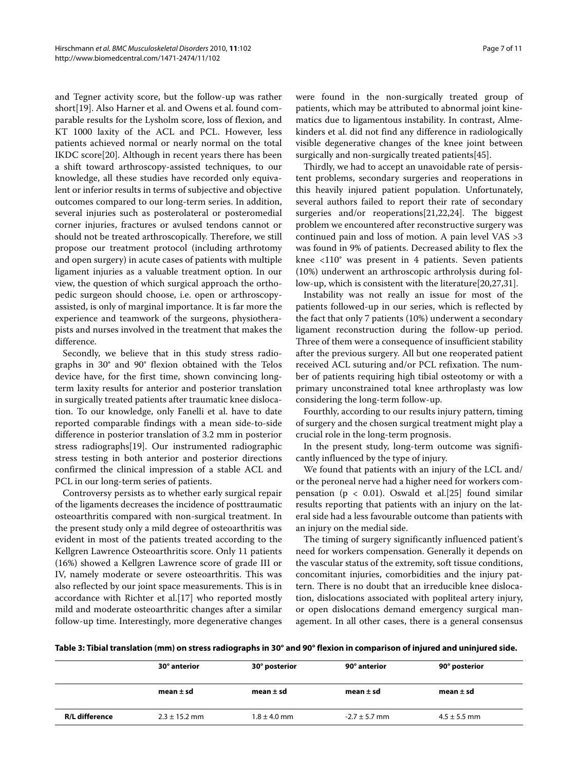and Tegner activity score, but the follow-up was rather short[19]. Also Harner et al. and Owens et al. found comparable results for the Lysholm score, loss of flexion, and KT 1000 laxity of the ACL and PCL. However, less patients achieved normal or nearly normal on the total IKDC score[20]. Although in recent years there has been a shift toward arthroscopy-assisted techniques, to our knowledge, all these studies have recorded only equivalent or inferior results in terms of subjective and objective outcomes compared to our long-term series. In addition, several injuries such as posterolateral or posteromedial corner injuries, fractures or avulsed tendons cannot or should not be treated arthroscopically. Therefore, we still propose our treatment protocol (including arthrotomy and open surgery) in acute cases of patients with multiple ligament injuries as a valuable treatment option. In our view, the question of which surgical approach the orthopedic surgeon should choose, i.e. open or arthroscopy-assisted, is only of marginal importance. It is far more the experience and teamwork of the surgeons, physiotherapists and nurses involved in the treatment that makes the difference.

Secondly, we believe that in this study stress radiographs in 30° and 90° flexion obtained with the Telos device have, for the first time, shown convincing long-term laxity results for anterior and posterior translation in surgically treated patients after traumatic knee dislocation. To our knowledge, only Fanelli et al. have to date reported comparable findings with a mean side-to-side difference in posterior translation of 3.2 mm in posterior stress radiographs[19]. Our instrumented radiographic stress testing in both anterior and posterior directions confirmed the clinical impression of a stable ACL and PCL in our long-term series of patients.

Controversy persists as to whether early surgical repair of the ligaments decreases the incidence of posttraumatic osteoarthritis compared with non-surgical treatment. In the present study only a mild degree of osteoarthritis was evident in most of the patients treated according to the Kellgren Lawrence Osteoarthritis score. Only 11 patients (16%) showed a Kellgren Lawrence score of grade III or IV, namely moderate or severe osteoarthritis. This was also reflected by our joint space measurements. This is in accordance with Richter et al.[17] who reported mostly mild and moderate osteoarthritic changes after a similar follow-up time. Interestingly, more degenerative changes were found in the non-surgically treated group of patients, which may be attributed to abnormal joint kinematics due to ligamentous instability. In contrast, Almekinders et al. did not find any difference in radiologically visible degenerative changes of the knee joint between surgically and non-surgically treated patients[45].

Thirdly, we had to accept an unavoidable rate of persistent problems, secondary surgeries and reoperations in this heavily injured patient population. Unfortunately, several authors failed to report their rate of secondary surgeries and/or reoperations[21,22,24]. The biggest problem we encountered after reconstructive surgery was continued pain and loss of motion. A pain level VAS >3 was found in 9% of patients. Decreased ability to flex the knee <110° was present in 4 patients. Seven patients (10%) underwent an arthroscopic arthrolysis during follow-up, which is consistent with the literature[20,27,31].

Instability was not really an issue for most of the patients followed-up in our series, which is reflected by the fact that only 7 patients (10%) underwent a secondary ligament reconstruction during the follow-up period. Three of them were a consequence of insufficient stability after the previous surgery. All but one reoperated patient received ACL suturing and/or PCL refixation. The number of patients requiring high tibial osteotomy or with a primary unconstrained total knee arthroplasty was low considering the long-term follow-up.

Fourthly, according to our results injury pattern, timing of surgery and the chosen surgical treatment might play a crucial role in the long-term prognosis.

In the present study, long-term outcome was significantly influenced by the type of injury.

We found that patients with an injury of the LCL and/or the peroneal nerve had a higher need for workers compensation ($p < 0.01$). Oswald et al.[25] found similar results reporting that patients with an injury on the lateral side had a less favourable outcome than patients with an injury on the medial side.

The timing of surgery significantly influenced patient's need for workers compensation. Generally it depends on the vascular status of the extremity, soft tissue conditions, concomitant injuries, comorbidities and the injury pattern. There is no doubt that an irreducible knee dislocation, dislocations associated with popliteal artery injury, or open dislocations demand emergency surgical management. In all other cases, there is a general consensus

**Table 3: Tibial translation (mm) on stress radiographs in 30° and 90° flexion in comparison of injured and uninjured side.**

| | 30° anterior | 30° posterior | 90° anterior | 90° posterior |
|---|---|---|---|---|
| | mean ± sd | mean ± sd | mean ± sd | mean ± sd |
| **R/L difference** | 2.3 ± 15.2 mm | 1.8 ± 4.0 mm | -2.7 ± 5.7 mm | 4.5 ± 5.5 mm |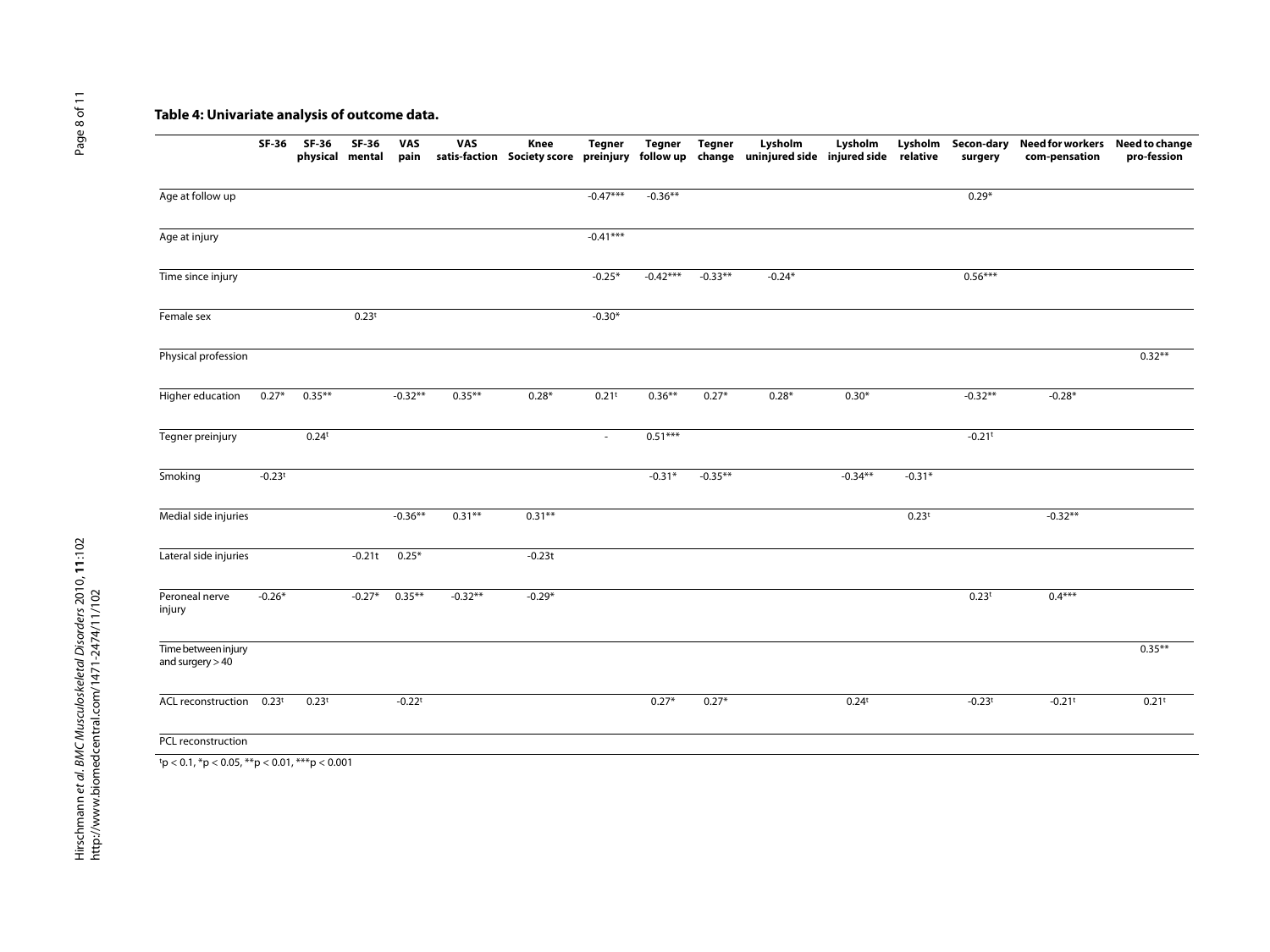**Table 4: Univariate analysis of outcome data.**

| | SF-36 | SF-36 physical | SF-36 mental | VAS pain | VAS satis-faction | Knee Society score | Tegner preinjury | Tegner follow up | Tegner change | Lysholm uninjured side | Lysholm injured side | Lysholm relative | Secon-dary surgery | Need for workers com-pensation | Need to change pro-fession |
|---|---|---|---|---|---|---|---|---|---|---|---|---|---|---|---|
| Age at follow up | | | | | | | -0.47*** | -0.36** | | | | | 0.29* | | |
| Age at injury | | | | | | | -0.41*** | | | | | | | | |
| Time since injury | | | | | | | -0.25* | -0.42*** | -0.33** | -0.24* | | | 0.56*** | | |
| Female sex | | | 0.23$^t$ | | | | -0.30* | | | | | | | | |
| Physical profession | | | | | | | | | | | | | | | 0.32** |
| Higher education | 0.27* | 0.35** | | -0.32** | 0.35** | 0.28* | 0.21$^t$ | 0.36** | 0.27* | 0.28* | 0.30* | | -0.32** | -0.28* | |
| Tegner preinjury | | 0.24$^t$ | | | | | - | 0.51*** | | | | | -0.21$^t$ | | |
| Smoking | -0.23$^t$ | | | | | | | -0.31* | -0.35** | | -0.34** | -0.31* | | | |
| Medial side injuries | | | | -0.36** | 0.31** | 0.31** | | | | | | 0.23$^t$ | | -0.32** | |
| Lateral side injuries | | | -0.21t | 0.25* | | -0.23t | | | | | | | | | |
| Peroneal nerve injury | -0.26* | | -0.27* | 0.35** | -0.32** | -0.29* | | | | | | | 0.23$^t$ | 0.4*** | |
| Time between injury and surgery > 40 | | | | | | | | | | | | | | | 0.35** |
| ACL reconstruction | 0.23$^t$ | 0.23$^t$ | | -0.22$^t$ | | | | 0.27* | 0.27* | | 0.24$^t$ | | -0.23$^t$ | -0.21$^t$ | 0.21$^t$ |
| PCL reconstruction | | | | | | | | | | | | | | | |

$^t$p < 0.1, *p < 0.05, **p < 0.01, ***p < 0.001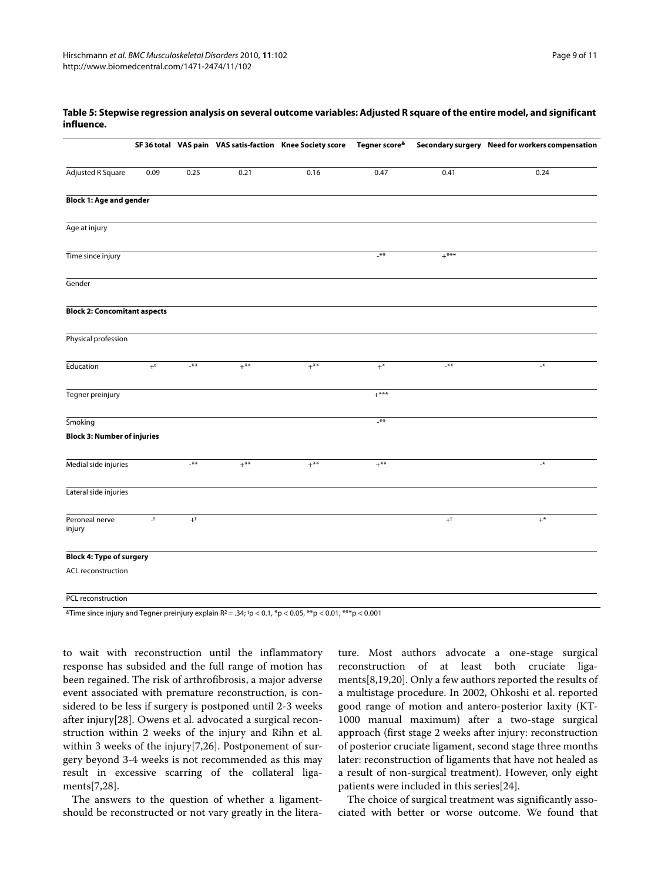**Table 5: Stepwise regression analysis on several outcome variables: Adjusted R square of the entire model, and significant influence.**

| | SF 36 total | VAS pain | VAS satis-faction | Knee Society score | Tegner score& | Secondary surgery | Need for workers compensation |
|---|---|---|---|---|---|---|---|
| Adjusted R Square | 0.09 | 0.25 | 0.21 | 0.16 | 0.47 | 0.41 | 0.24 |
| **Block 1: Age and gender** | | | | | | | |
| Age at injury | | | | | | | |
| Time since injury | | | | | -** | +*** | |
| Gender | | | | | | | |
| **Block 2: Concomitant aspects** | | | | | | | |
| Physical profession | | | | | | | |
| Education | +† | -** | +** | +** | +* | -** | -* |
| Tegner preinjury | | | | | +*** | | |
| Smoking | | | | | -** | | |
| **Block 3: Number of injuries** | | | | | | | |
| Medial side injuries | | -** | +** | +** | +** | | -* |
| Lateral side injuries | | | | | | | |
| Peroneal nerve injury | -† | +† | | | | +† | +* |
| **Block 4: Type of surgery** | | | | | | | |
| ACL reconstruction | | | | | | | |
| PCL reconstruction | | | | | | | |

&Time since injury and Tegner preinjury explain $R^2 = .34$; †$p < 0.1$, *$p < 0.05$, **$p < 0.01$, ***$p < 0.001$

to wait with reconstruction until the inflammatory response has subsided and the full range of motion has been regained. The risk of arthrofibrosis, a major adverse event associated with premature reconstruction, is considered to be less if surgery is postponed until 2-3 weeks after injury[28]. Owens et al. advocated a surgical reconstruction within 2 weeks of the injury and Rihn et al. within 3 weeks of the injury[7,26]. Postponement of surgery beyond 3-4 weeks is not recommended as this may result in excessive scarring of the collateral ligaments[7,28].

The answers to the question of whether a ligament should be reconstructed or not vary greatly in the literature. Most authors advocate a one-stage surgical reconstruction of at least both cruciate ligaments[8,19,20]. Only a few authors reported the results of a multistage procedure. In 2002, Ohkoshi et al. reported good range of motion and antero-posterior laxity (KT-1000 manual maximum) after a two-stage surgical approach (first stage 2 weeks after injury: reconstruction of posterior cruciate ligament, second stage three months later: reconstruction of ligaments that have not healed as a result of non-surgical treatment). However, only eight patients were included in this series[24].

The choice of surgical treatment was significantly associated with better or worse outcome. We found that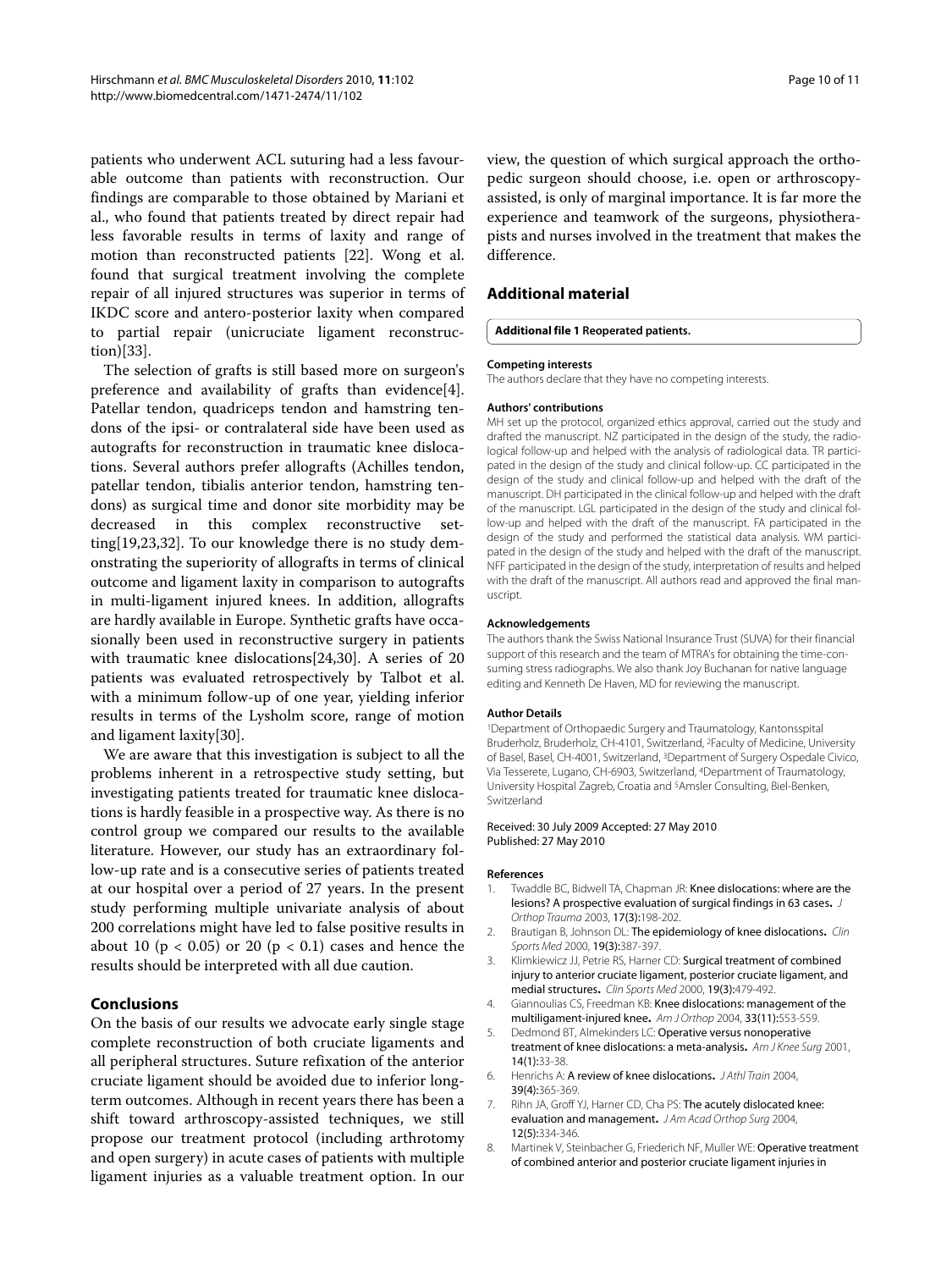patients who underwent ACL suturing had a less favourable outcome than patients with reconstruction. Our findings are comparable to those obtained by Mariani et al., who found that patients treated by direct repair had less favorable results in terms of laxity and range of motion than reconstructed patients [22]. Wong et al. found that surgical treatment involving the complete repair of all injured structures was superior in terms of IKDC score and antero-posterior laxity when compared to partial repair (unicruciate ligament reconstruction)[33].

The selection of grafts is still based more on surgeon's preference and availability of grafts than evidence[4]. Patellar tendon, quadriceps tendon and hamstring tendons of the ipsi- or contralateral side have been used as autografts for reconstruction in traumatic knee dislocations. Several authors prefer allografts (Achilles tendon, patellar tendon, tibialis anterior tendon, hamstring tendons) as surgical time and donor site morbidity may be decreased in this complex reconstructive setting[19,23,32]. To our knowledge there is no study demonstrating the superiority of allografts in terms of clinical outcome and ligament laxity in comparison to autografts in multi-ligament injured knees. In addition, allografts are hardly available in Europe. Synthetic grafts have occasionally been used in reconstructive surgery in patients with traumatic knee dislocations[24,30]. A series of 20 patients was evaluated retrospectively by Talbot et al. with a minimum follow-up of one year, yielding inferior results in terms of the Lysholm score, range of motion and ligament laxity[30].

We are aware that this investigation is subject to all the problems inherent in a retrospective study setting, but investigating patients treated for traumatic knee dislocations is hardly feasible in a prospective way. As there is no control group we compared our results to the available literature. However, our study has an extraordinary follow-up rate and is a consecutive series of patients treated at our hospital over a period of 27 years. In the present study performing multiple univariate analysis of about 200 correlations might have led to false positive results in about 10 ($p < 0.05$) or 20 ($p < 0.1$) cases and hence the results should be interpreted with all due caution.

## Conclusions

On the basis of our results we advocate early single stage complete reconstruction of both cruciate ligaments and all peripheral structures. Suture refixation of the anterior cruciate ligament should be avoided due to inferior long-term outcomes. Although in recent years there has been a shift toward arthroscopy-assisted techniques, we still propose our treatment protocol (including arthrotomy and open surgery) in acute cases of patients with multiple ligament injuries as a valuable treatment option. In our view, the question of which surgical approach the orthopedic surgeon should choose, i.e. open or arthroscopy-assisted, is only of marginal importance. It is far more the experience and teamwork of the surgeons, physiotherapists and nurses involved in the treatment that makes the difference.

## Additional material

**Additional file 1 Reoperated patients.**

#### Competing interests

The authors declare that they have no competing interests.

#### Authors' contributions

MH set up the protocol, organized ethics approval, carried out the study and drafted the manuscript. NZ participated in the design of the study, the radiological follow-up and helped with the analysis of radiological data. TR participated in the design of the study and clinical follow-up. CC participated in the design of the study and clinical follow-up and helped with the draft of the manuscript. DH participated in the clinical follow-up and helped with the draft of the manuscript. LGL participated in the design of the study and clinical follow-up and helped with the draft of the manuscript. FA participated in the design of the study and performed the statistical data analysis. WM participated in the design of the study and helped with the draft of the manuscript. NFF participated in the design of the study, interpretation of results and helped with the draft of the manuscript. All authors read and approved the final manuscript.

#### Acknowledgements

The authors thank the Swiss National Insurance Trust (SUVA) for their financial support of this research and the team of MTRA's for obtaining the time-consuming stress radiographs. We also thank Joy Buchanan for native language editing and Kenneth De Haven, MD for reviewing the manuscript.

#### Author Details

[1]Department of Orthopaedic Surgery and Traumatology, Kantonsspital Bruderholz, Bruderholz, CH-4101, Switzerland, [2]Faculty of Medicine, University of Basel, Basel, CH-4001, Switzerland, [3]Department of Surgery Ospedale Civico, Via Tesserete, Lugano, CH-6903, Switzerland, [4]Department of Traumatology, University Hospital Zagreb, Croatia and [5]Amsler Consulting, Biel-Benken, Switzerland

Received: 30 July 2009 Accepted: 27 May 2010
Published: 27 May 2010

#### References

1. Twaddle BC, Bidwell TA, Chapman JR: **Knee dislocations: where are the lesions? A prospective evaluation of surgical findings in 63 cases.** *J Orthop Trauma* 2003, **17(3)**:198-202.
2. Brautigan B, Johnson DL: **The epidemiology of knee dislocations.** *Clin Sports Med* 2000, **19(3)**:387-397.
3. Klimkiewicz JJ, Petrie RS, Harner CD: **Surgical treatment of combined injury to anterior cruciate ligament, posterior cruciate ligament, and medial structures.** *Clin Sports Med* 2000, **19(3)**:479-492.
4. Giannoulias CS, Freedman KB: **Knee dislocations: management of the multiligament-injured knee.** *Am J Orthop* 2004, **33(11)**:553-559.
5. Dedmond BT, Almekinders LC: **Operative versus nonoperative treatment of knee dislocations: a meta-analysis.** *Am J Knee Surg* 2001, **14(1)**:33-38.
6. Henrichs A: **A review of knee dislocations.** *J Athl Train* 2004, **39(4)**:365-369.
7. Rihn JA, Groff YJ, Harner CD, Cha PS: **The acutely dislocated knee: evaluation and management.** *J Am Acad Orthop Surg* 2004, **12(5)**:334-346.
8. Martinek V, Steinbacher G, Friederich NF, Muller WE: **Operative treatment of combined anterior and posterior cruciate ligament injuries in**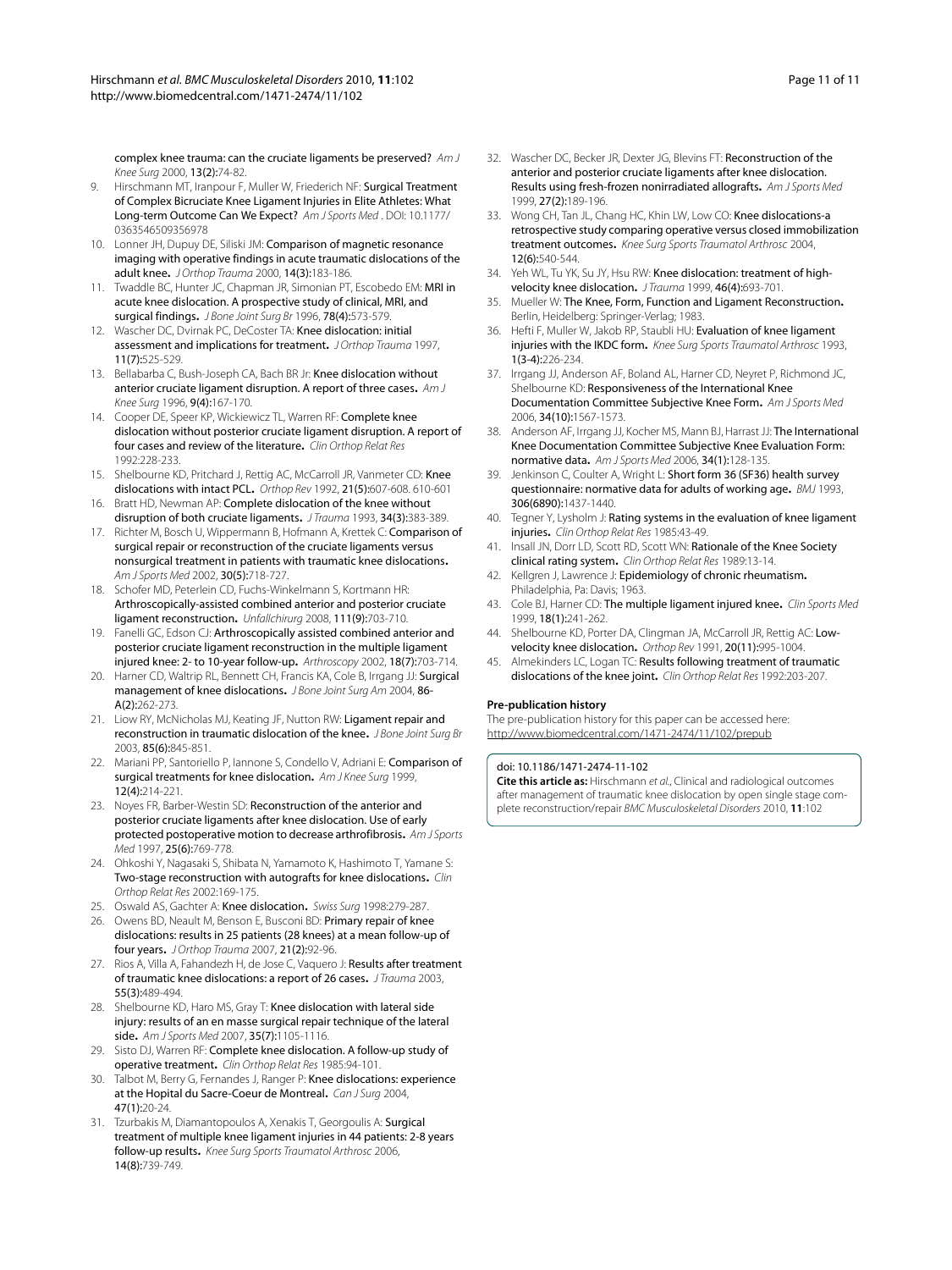complex knee trauma: can the cruciate ligaments be preserved? *Am J Knee Surg* 2000, **13(2):**74-82.

9. Hirschmann MT, Iranpour F, Muller W, Friederich NF: **Surgical Treatment of Complex Bicruciate Knee Ligament Injuries in Elite Athletes: What Long-term Outcome Can We Expect?** *Am J Sports Med* . DOI: 10.1177/0363546509356978
10. Lonner JH, Dupuy DE, Siliski JM: **Comparison of magnetic resonance imaging with operative findings in acute traumatic dislocations of the adult knee.** *J Orthop Trauma* 2000, **14(3):**183-186.
11. Twaddle BC, Hunter JC, Chapman JR, Simonian PT, Escobedo EM: **MRI in acute knee dislocation. A prospective study of clinical, MRI, and surgical findings.** *J Bone Joint Surg Br* 1996, **78(4):**573-579.
12. Wascher DC, Dvirnak PC, DeCoster TA: **Knee dislocation: initial assessment and implications for treatment.** *J Orthop Trauma* 1997, **11(7):**525-529.
13. Bellabarba C, Bush-Joseph CA, Bach BR Jr: **Knee dislocation without anterior cruciate ligament disruption. A report of three cases.** *Am J Knee Surg* 1996, **9(4):**167-170.
14. Cooper DE, Speer KP, Wickiewicz TL, Warren RF: **Complete knee dislocation without posterior cruciate ligament disruption. A report of four cases and review of the literature.** *Clin Orthop Relat Res* 1992:228-233.
15. Shelbourne KD, Pritchard J, Rettig AC, McCarroll JR, Vanmeter CD: **Knee dislocations with intact PCL.** *Orthop Rev* 1992, **21(5):**607-608. 610-601
16. Bratt HD, Newman AP: **Complete dislocation of the knee without disruption of both cruciate ligaments.** *J Trauma* 1993, **34(3):**383-389.
17. Richter M, Bosch U, Wippermann B, Hofmann A, Krettek C: **Comparison of surgical repair or reconstruction of the cruciate ligaments versus nonsurgical treatment in patients with traumatic knee dislocations.** *Am J Sports Med* 2002, **30(5):**718-727.
18. Schofer MD, Peterlein CD, Fuchs-Winkelmann S, Kortmann HR: **Arthroscopically-assisted combined anterior and posterior cruciate ligament reconstruction.** *Unfallchirurg* 2008, **111(9):**703-710.
19. Fanelli GC, Edson CJ: **Arthroscopically assisted combined anterior and posterior cruciate ligament reconstruction in the multiple ligament injured knee: 2- to 10-year follow-up.** *Arthroscopy* 2002, **18(7):**703-714.
20. Harner CD, Waltrip RL, Bennett CH, Francis KA, Cole B, Irrgang JJ: **Surgical management of knee dislocations.** *J Bone Joint Surg Am* 2004, **86-A(2):**262-273.
21. Liow RY, McNicholas MJ, Keating JF, Nutton RW: **Ligament repair and reconstruction in traumatic dislocation of the knee.** *J Bone Joint Surg Br* 2003, **85(6):**845-851.
22. Mariani PP, Santoriello P, Iannone S, Condello V, Adriani E: **Comparison of surgical treatments for knee dislocation.** *Am J Knee Surg* 1999, **12(4):**214-221.
23. Noyes FR, Barber-Westin SD: **Reconstruction of the anterior and posterior cruciate ligaments after knee dislocation. Use of early protected postoperative motion to decrease arthrofibrosis.** *Am J Sports Med* 1997, **25(6):**769-778.
24. Ohkoshi Y, Nagasaki S, Shibata N, Yamamoto K, Hashimoto T, Yamane S: **Two-stage reconstruction with autografts for knee dislocations.** *Clin Orthop Relat Res* 2002:169-175.
25. Oswald AS, Gachter A: **Knee dislocation.** *Swiss Surg* 1998:279-287.
26. Owens BD, Neault M, Benson E, Busconi BD: **Primary repair of knee dislocations: results in 25 patients (28 knees) at a mean follow-up of four years.** *J Orthop Trauma* 2007, **21(2):**92-96.
27. Rios A, Villa A, Fahandezh H, de Jose C, Vaquero J: **Results after treatment of traumatic knee dislocations: a report of 26 cases.** *J Trauma* 2003, **55(3):**489-494.
28. Shelbourne KD, Haro MS, Gray T: **Knee dislocation with lateral side injury: results of an en masse surgical repair technique of the lateral side.** *Am J Sports Med* 2007, **35(7):**1105-1116.
29. Sisto DJ, Warren RF: **Complete knee dislocation. A follow-up study of operative treatment.** *Clin Orthop Relat Res* 1985:94-101.
30. Talbot M, Berry G, Fernandes J, Ranger P: **Knee dislocations: experience at the Hopital du Sacre-Coeur de Montreal.** *Can J Surg* 2004, **47(1):**20-24.
31. Tzurbakis M, Diamantopoulos A, Xenakis T, Georgoulis A: **Surgical treatment of multiple knee ligament injuries in 44 patients: 2-8 years follow-up results.** *Knee Surg Sports Traumatol Arthrosc* 2006, **14(8):**739-749.
32. Wascher DC, Becker JR, Dexter JG, Blevins FT: **Reconstruction of the anterior and posterior cruciate ligaments after knee dislocation. Results using fresh-frozen nonirradiated allografts.** *Am J Sports Med* 1999, **27(2):**189-196.
33. Wong CH, Tan JL, Chang HC, Khin LW, Low CO: **Knee dislocations-a retrospective study comparing operative versus closed immobilization treatment outcomes.** *Knee Surg Sports Traumatol Arthrosc* 2004, **12(6):**540-544.
34. Yeh WL, Tu YK, Su JY, Hsu RW: **Knee dislocation: treatment of high-velocity knee dislocation.** *J Trauma* 1999, **46(4):**693-701.
35. Mueller W: **The Knee, Form, Function and Ligament Reconstruction.** Berlin, Heidelberg: Springer-Verlag; 1983.
36. Hefti F, Muller W, Jakob RP, Staubli HU: **Evaluation of knee ligament injuries with the IKDC form.** *Knee Surg Sports Traumatol Arthrosc* 1993, **1(3-4):**226-234.
37. Irrgang JJ, Anderson AF, Boland AL, Harner CD, Neyret P, Richmond JC, Shelbourne KD: **Responsiveness of the International Knee Documentation Committee Subjective Knee Form.** *Am J Sports Med* 2006, **34(10):**1567-1573.
38. Anderson AF, Irrgang JJ, Kocher MS, Mann BJ, Harrast JJ: **The International Knee Documentation Committee Subjective Knee Evaluation Form: normative data.** *Am J Sports Med* 2006, **34(1):**128-135.
39. Jenkinson C, Coulter A, Wright L: **Short form 36 (SF36) health survey questionnaire: normative data for adults of working age.** *BMJ* 1993, **306(6890):**1437-1440.
40. Tegner Y, Lysholm J: **Rating systems in the evaluation of knee ligament injuries.** *Clin Orthop Relat Res* 1985:43-49.
41. Insall JN, Dorr LD, Scott RD, Scott WN: **Rationale of the Knee Society clinical rating system.** *Clin Orthop Relat Res* 1989:13-14.
42. Kellgren J, Lawrence J: **Epidemiology of chronic rheumatism.** Philadelphia, Pa: Davis; 1963.
43. Cole BJ, Harner CD: **The multiple ligament injured knee.** *Clin Sports Med* 1999, **18(1):**241-262.
44. Shelbourne KD, Porter DA, Clingman JA, McCarroll JR, Rettig AC: **Low-velocity knee dislocation.** *Orthop Rev* 1991, **20(11):**995-1004.
45. Almekinders LC, Logan TC: **Results following treatment of traumatic dislocations of the knee joint.** *Clin Orthop Relat Res* 1992:203-207.

### Pre-publication history

The pre-publication history for this paper can be accessed here:
http://www.biomedcentral.com/1471-2474/11/102/prepub

doi: 10.1186/1471-2474-11-102

**Cite this article as:** Hirschmann *et al.*, Clinical and radiological outcomes after management of traumatic knee dislocation by open single stage complete reconstruction/repair *BMC Musculoskeletal Disorders* 2010, **11**:102